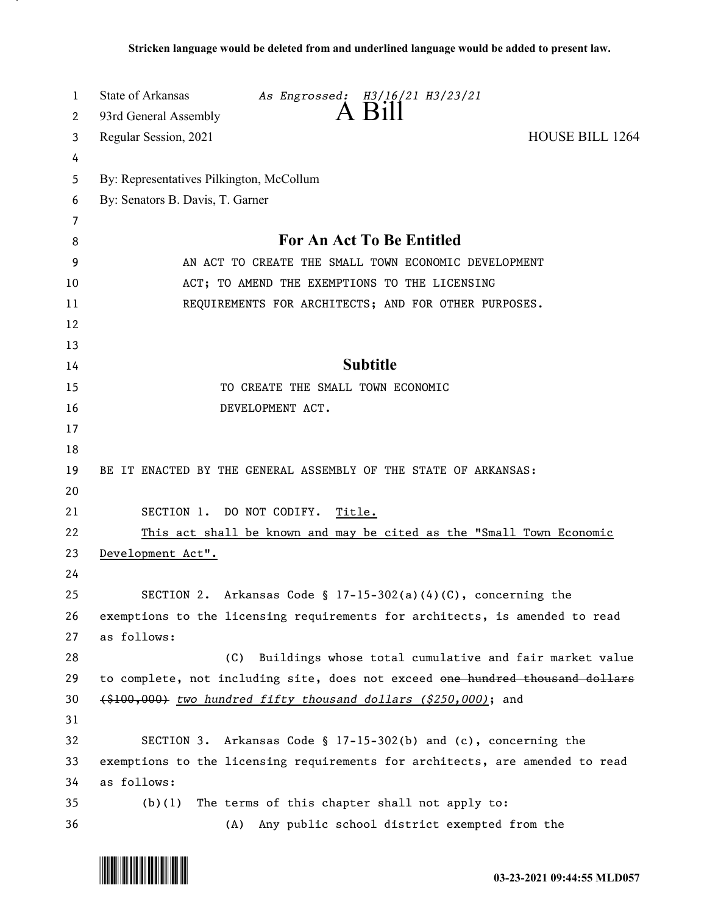**Stricken language would be deleted from and underlined language would be added to present law.**

State of Arkansas *As Engrossed: H3/16/21 H3/23/21*
93rd General Assembly
# A Bill
Regular Session, 2021 HOUSE BILL 1264

By: Representatives Pilkington, McCollum
By: Senators B. Davis, T. Garner

## For An Act To Be Entitled

AN ACT TO CREATE THE SMALL TOWN ECONOMIC DEVELOPMENT ACT; TO AMEND THE EXEMPTIONS TO THE LICENSING REQUIREMENTS FOR ARCHITECTS; AND FOR OTHER PURPOSES.

## Subtitle

TO CREATE THE SMALL TOWN ECONOMIC DEVELOPMENT ACT.

BE IT ENACTED BY THE GENERAL ASSEMBLY OF THE STATE OF ARKANSAS:

SECTION 1. DO NOT CODIFY. <u>Title.</u>

<u>This act shall be known and may be cited as the "Small Town Economic Development Act".</u>

SECTION 2. Arkansas Code § 17-15-302(a)(4)(C), concerning the exemptions to the licensing requirements for architects, is amended to read as follows:

(C) Buildings whose total cumulative and fair market value to complete, not including site, does not exceed ~~one hundred thousand dollars ($100,000)~~ *two hundred fifty thousand dollars ($250,000)*; and

SECTION 3. Arkansas Code § 17-15-302(b) and (c), concerning the exemptions to the licensing requirements for architects, are amended to read as follows:

(b)(1) The terms of this chapter shall not apply to:

(A) Any public school district exempted from the

03-23-2021 09:44:55 MLD057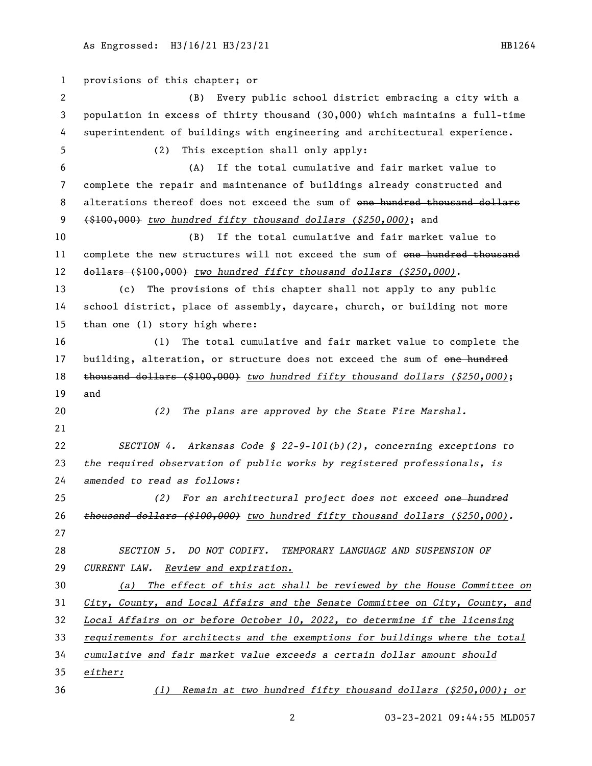provisions of this chapter; or

(B) Every public school district embracing a city with a population in excess of thirty thousand (30,000) which maintains a full-time superintendent of buildings with engineering and architectural experience.

(2) This exception shall only apply:

(A) If the total cumulative and fair market value to complete the repair and maintenance of buildings already constructed and alterations thereof does not exceed the sum of ~~one hundred thousand dollars ($100,000)~~ *two hundred fifty thousand dollars ($250,000)*; and

(B) If the total cumulative and fair market value to complete the new structures will not exceed the sum of ~~one hundred thousand dollars ($100,000)~~ *two hundred fifty thousand dollars ($250,000)*.

(c) The provisions of this chapter shall not apply to any public school district, place of assembly, daycare, church, or building not more than one (1) story high where:

(1) The total cumulative and fair market value to complete the building, alteration, or structure does not exceed the sum of ~~one hundred thousand dollars ($100,000)~~ *two hundred fifty thousand dollars ($250,000)*; and

*(2) The plans are approved by the State Fire Marshal.*

*SECTION 4. Arkansas Code § 22-9-101(b)(2), concerning exceptions to the required observation of public works by registered professionals, is amended to read as follows:*

*(2) For an architectural project does not exceed ~~one hundred thousand dollars ($100,000)~~ two hundred fifty thousand dollars ($250,000).*

*SECTION 5. DO NOT CODIFY. TEMPORARY LANGUAGE AND SUSPENSION OF CURRENT LAW. Review and expiration.*

*(a) The effect of this act shall be reviewed by the House Committee on City, County, and Local Affairs and the Senate Committee on City, County, and Local Affairs on or before October 10, 2022, to determine if the licensing requirements for architects and the exemptions for buildings where the total cumulative and fair market value exceeds a certain dollar amount should either:*

*(1) Remain at two hundred fifty thousand dollars ($250,000); or*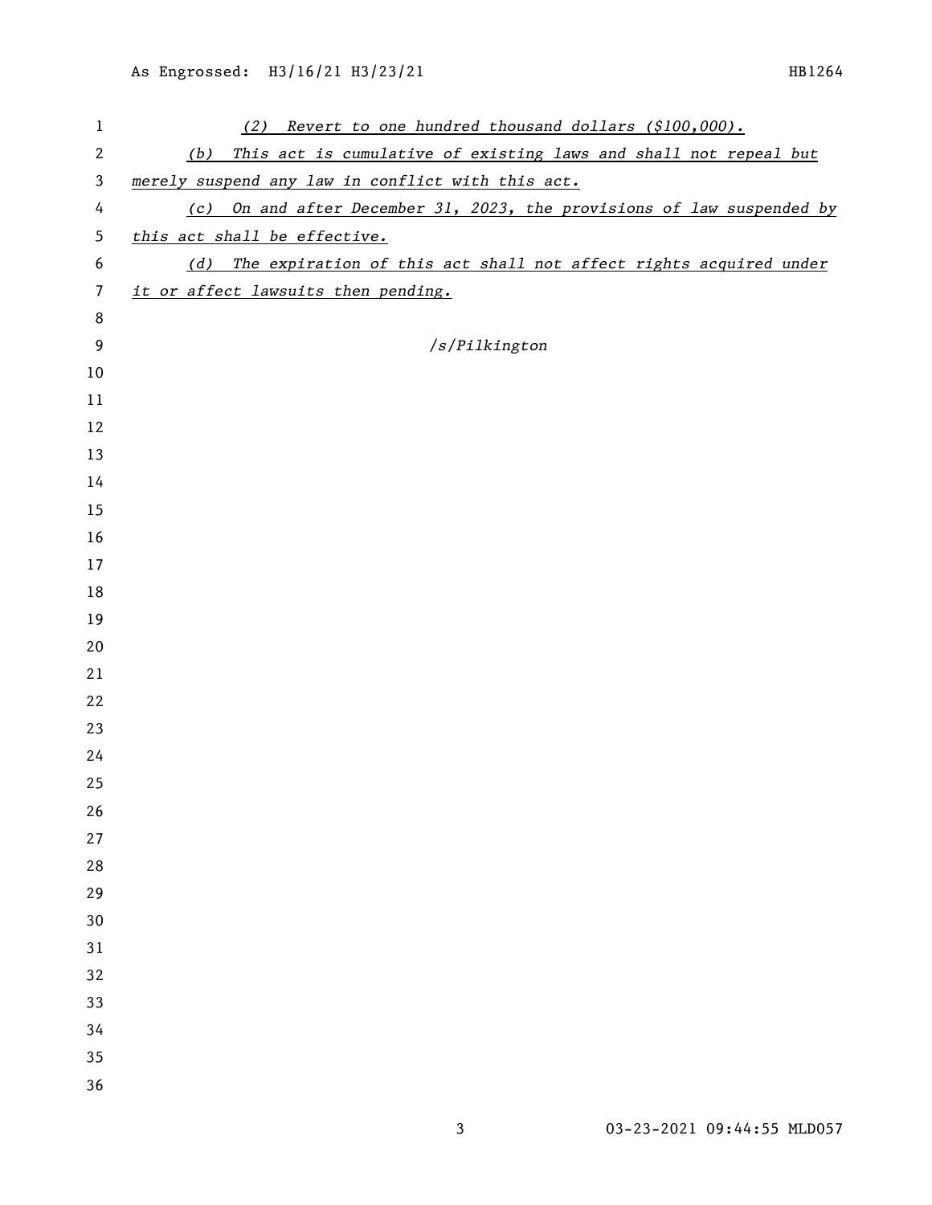*(2) Revert to one hundred thousand dollars ($100,000).*

*(b) This act is cumulative of existing laws and shall not repeal but merely suspend any law in conflict with this act.*

*(c) On and after December 31, 2023, the provisions of law suspended by this act shall be effective.*

*(d) The expiration of this act shall not affect rights acquired under it or affect lawsuits then pending.*

/s/Pilkington